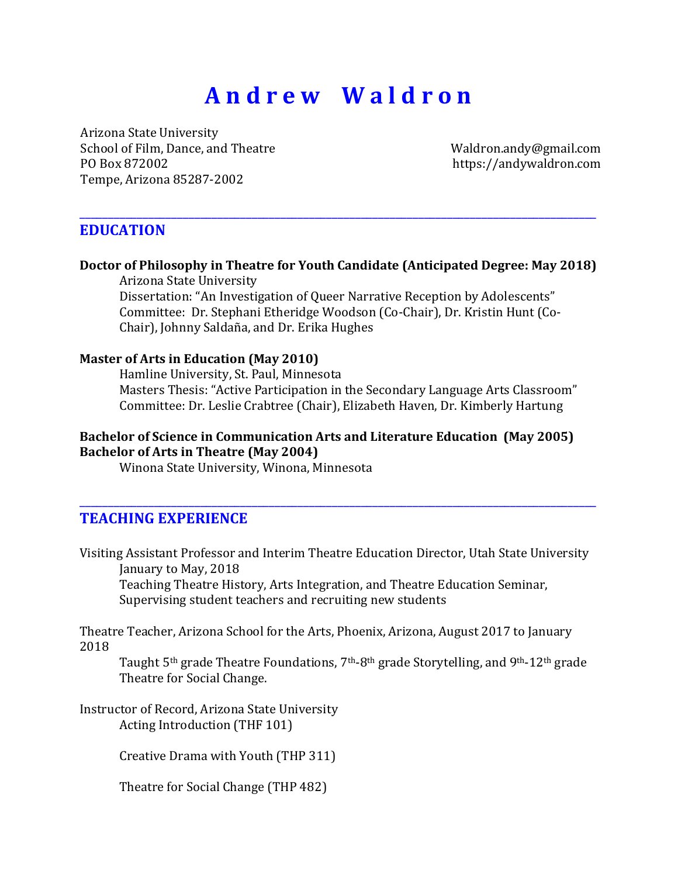# Andrew Waldron

Arizona State University
School of Film, Dance, and Theatre
PO Box 872002
Tempe, Arizona 85287-2002

Waldron.andy@gmail.com
https://andywaldron.com

## EDUCATION

**Doctor of Philosophy in Theatre for Youth Candidate (Anticipated Degree: May 2018)**
Arizona State University
Dissertation: "An Investigation of Queer Narrative Reception by Adolescents"
Committee: Dr. Stephani Etheridge Woodson (Co-Chair), Dr. Kristin Hunt (Co-Chair), Johnny Saldaña, and Dr. Erika Hughes

**Master of Arts in Education (May 2010)**
Hamline University, St. Paul, Minnesota
Masters Thesis: "Active Participation in the Secondary Language Arts Classroom"
Committee: Dr. Leslie Crabtree (Chair), Elizabeth Haven, Dr. Kimberly Hartung

**Bachelor of Science in Communication Arts and Literature Education (May 2005)**
**Bachelor of Arts in Theatre (May 2004)**
Winona State University, Winona, Minnesota

## TEACHING EXPERIENCE

Visiting Assistant Professor and Interim Theatre Education Director, Utah State University
January to May, 2018
Teaching Theatre History, Arts Integration, and Theatre Education Seminar, Supervising student teachers and recruiting new students

Theatre Teacher, Arizona School for the Arts, Phoenix, Arizona, August 2017 to January 2018
Taught 5th grade Theatre Foundations, 7th-8th grade Storytelling, and 9th-12th grade Theatre for Social Change.

Instructor of Record, Arizona State University
Acting Introduction (THF 101)

Creative Drama with Youth (THP 311)

Theatre for Social Change (THP 482)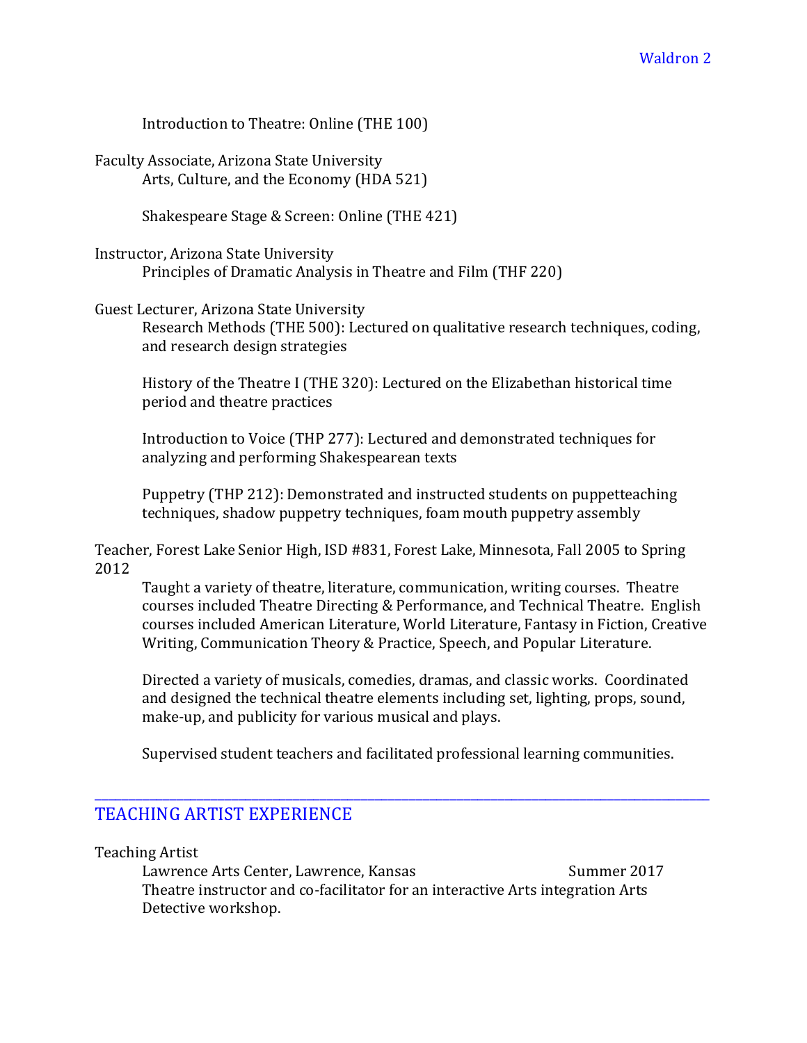Introduction to Theatre: Online (THE 100)

Faculty Associate, Arizona State University
Arts, Culture, and the Economy (HDA 521)

Shakespeare Stage & Screen: Online (THE 421)

Instructor, Arizona State University
Principles of Dramatic Analysis in Theatre and Film (THF 220)

Guest Lecturer, Arizona State University
Research Methods (THE 500): Lectured on qualitative research techniques, coding, and research design strategies

History of the Theatre I (THE 320): Lectured on the Elizabethan historical time period and theatre practices

Introduction to Voice (THP 277): Lectured and demonstrated techniques for analyzing and performing Shakespearean texts

Puppetry (THP 212): Demonstrated and instructed students on puppetteaching techniques, shadow puppetry techniques, foam mouth puppetry assembly

Teacher, Forest Lake Senior High, ISD #831, Forest Lake, Minnesota, Fall 2005 to Spring 2012
Taught a variety of theatre, literature, communication, writing courses. Theatre courses included Theatre Directing & Performance, and Technical Theatre. English courses included American Literature, World Literature, Fantasy in Fiction, Creative Writing, Communication Theory & Practice, Speech, and Popular Literature.

Directed a variety of musicals, comedies, dramas, and classic works. Coordinated and designed the technical theatre elements including set, lighting, props, sound, make-up, and publicity for various musical and plays.

Supervised student teachers and facilitated professional learning communities.

---

## TEACHING ARTIST EXPERIENCE

Teaching Artist
Lawrence Arts Center, Lawrence, Kansas — Summer 2017
Theatre instructor and co-facilitator for an interactive Arts integration Arts Detective workshop.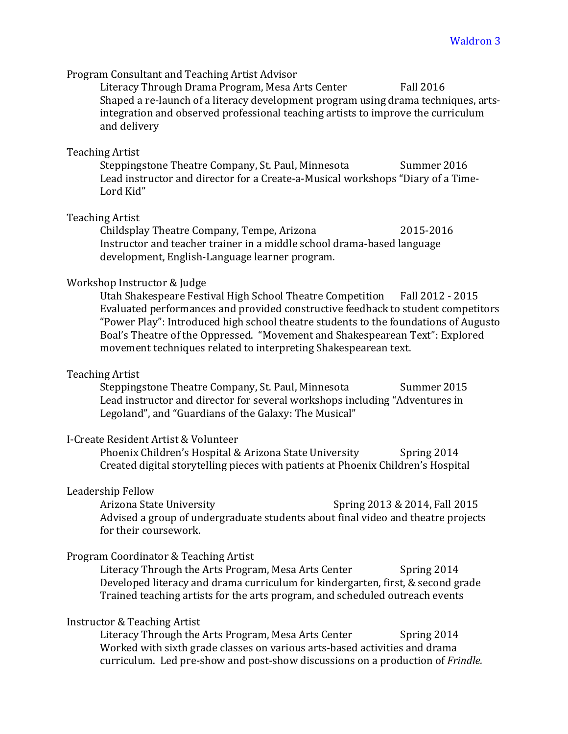Program Consultant and Teaching Artist Advisor

Literacy Through Drama Program, Mesa Arts Center — Fall 2016

Shaped a re-launch of a literacy development program using drama techniques, arts-integration and observed professional teaching artists to improve the curriculum and delivery

Teaching Artist

Steppingstone Theatre Company, St. Paul, Minnesota — Summer 2016

Lead instructor and director for a Create-a-Musical workshops "Diary of a Time-Lord Kid"

Teaching Artist

Childsplay Theatre Company, Tempe, Arizona — 2015-2016

Instructor and teacher trainer in a middle school drama-based language development, English-Language learner program.

Workshop Instructor & Judge

Utah Shakespeare Festival High School Theatre Competition — Fall 2012 - 2015

Evaluated performances and provided constructive feedback to student competitors "Power Play": Introduced high school theatre students to the foundations of Augusto Boal's Theatre of the Oppressed. "Movement and Shakespearean Text": Explored movement techniques related to interpreting Shakespearean text.

Teaching Artist

Steppingstone Theatre Company, St. Paul, Minnesota — Summer 2015

Lead instructor and director for several workshops including "Adventures in Legoland", and "Guardians of the Galaxy: The Musical"

I-Create Resident Artist & Volunteer

Phoenix Children's Hospital & Arizona State University — Spring 2014

Created digital storytelling pieces with patients at Phoenix Children's Hospital

Leadership Fellow

Arizona State University — Spring 2013 & 2014, Fall 2015

Advised a group of undergraduate students about final video and theatre projects for their coursework.

Program Coordinator & Teaching Artist

Literacy Through the Arts Program, Mesa Arts Center — Spring 2014

Developed literacy and drama curriculum for kindergarten, first, & second grade
Trained teaching artists for the arts program, and scheduled outreach events

Instructor & Teaching Artist

Literacy Through the Arts Program, Mesa Arts Center — Spring 2014

Worked with sixth grade classes on various arts-based activities and drama curriculum. Led pre-show and post-show discussions on a production of *Frindle.*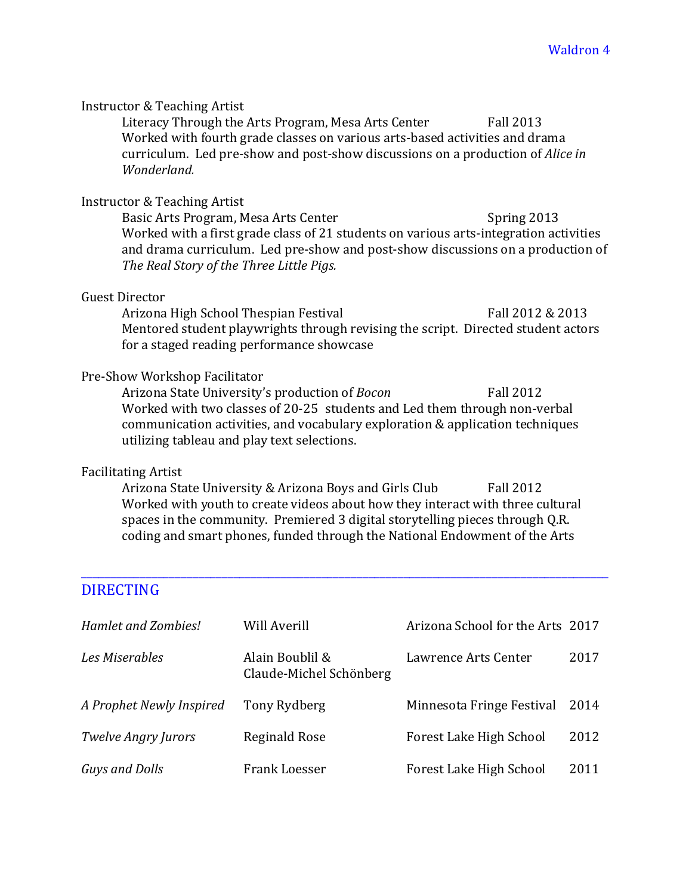Instructor & Teaching Artist

Literacy Through the Arts Program, Mesa Arts Center — Fall 2013

Worked with fourth grade classes on various arts-based activities and drama curriculum. Led pre-show and post-show discussions on a production of *Alice in Wonderland.*

Instructor & Teaching Artist

Basic Arts Program, Mesa Arts Center — Spring 2013

Worked with a first grade class of 21 students on various arts-integration activities and drama curriculum. Led pre-show and post-show discussions on a production of *The Real Story of the Three Little Pigs.*

Guest Director

Arizona High School Thespian Festival — Fall 2012 & 2013

Mentored student playwrights through revising the script. Directed student actors for a staged reading performance showcase

Pre-Show Workshop Facilitator

Arizona State University's production of *Bocon* — Fall 2012

Worked with two classes of 20-25 students and Led them through non-verbal communication activities, and vocabulary exploration & application techniques utilizing tableau and play text selections.

Facilitating Artist

Arizona State University & Arizona Boys and Girls Club — Fall 2012

Worked with youth to create videos about how they interact with three cultural spaces in the community. Premiered 3 digital storytelling pieces through Q.R. coding and smart phones, funded through the National Endowment of the Arts

---

## DIRECTING

| | | | |
|---|---|---|---|
| *Hamlet and Zombies!* | Will Averill | Arizona School for the Arts | 2017 |
| *Les Miserables* | Alain Boublil & Claude-Michel Schönberg | Lawrence Arts Center | 2017 |
| *A Prophet Newly Inspired* | Tony Rydberg | Minnesota Fringe Festival | 2014 |
| *Twelve Angry Jurors* | Reginald Rose | Forest Lake High School | 2012 |
| *Guys and Dolls* | Frank Loesser | Forest Lake High School | 2011 |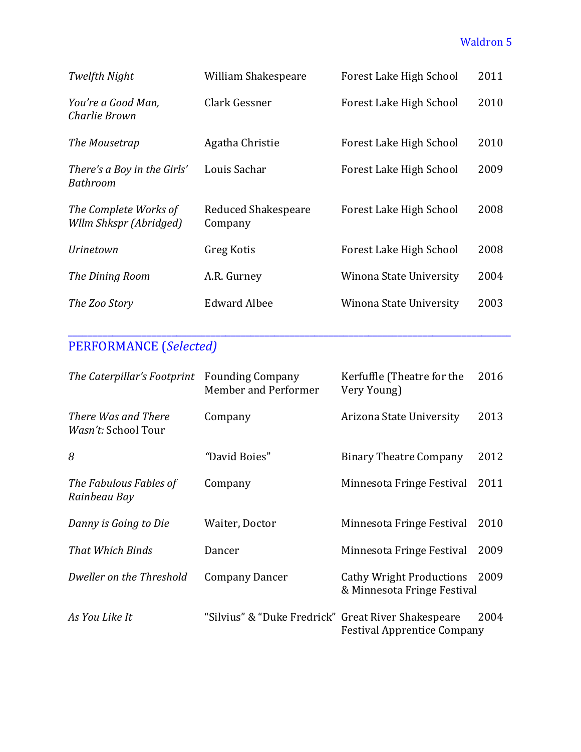| | | | |
|---|---|---|---|
| *Twelfth Night* | William Shakespeare | Forest Lake High School | 2011 |
| *You're a Good Man, Charlie Brown* | Clark Gessner | Forest Lake High School | 2010 |
| *The Mousetrap* | Agatha Christie | Forest Lake High School | 2010 |
| *There's a Boy in the Girls' Bathroom* | Louis Sachar | Forest Lake High School | 2009 |
| *The Complete Works of Wllm Shkspr (Abridged)* | Reduced Shakespeare Company | Forest Lake High School | 2008 |
| *Urinetown* | Greg Kotis | Forest Lake High School | 2008 |
| *The Dining Room* | A.R. Gurney | Winona State University | 2004 |
| *The Zoo Story* | Edward Albee | Winona State University | 2003 |

---

## PERFORMANCE (*Selected)*

| | | | |
|---|---|---|---|
| *The Caterpillar's Footprint* | Founding Company Member and Performer | Kerfuffle (Theatre for the Very Young) | 2016 |
| *There Was and There Wasn't:* School Tour | Company | Arizona State University | 2013 |
| *8* | "David Boies" | Binary Theatre Company | 2012 |
| *The Fabulous Fables of Rainbeau Bay* | Company | Minnesota Fringe Festival | 2011 |
| *Danny is Going to Die* | Waiter, Doctor | Minnesota Fringe Festival | 2010 |
| *That Which Binds* | Dancer | Minnesota Fringe Festival | 2009 |
| *Dweller on the Threshold* | Company Dancer | Cathy Wright Productions & Minnesota Fringe Festival | 2009 |
| *As You Like It* | "Silvius" & "Duke Fredrick" | Great River Shakespeare Festival Apprentice Company | 2004 |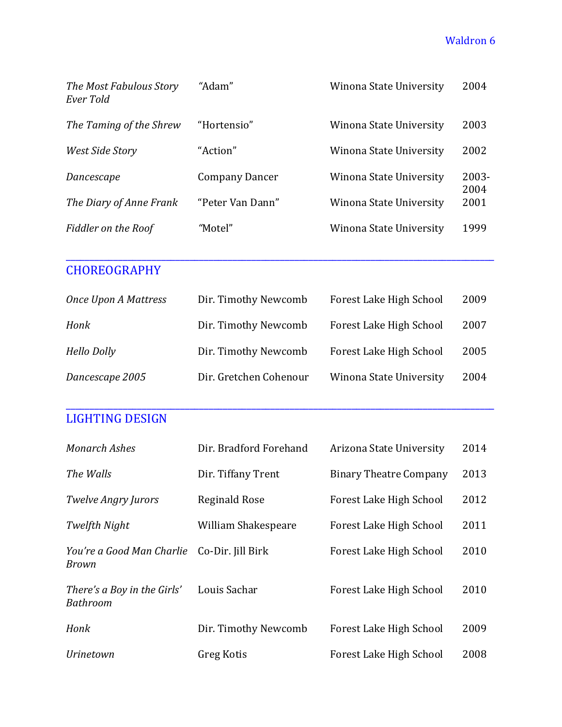| | | | |
|---|---|---|---|
| *The Most Fabulous Story Ever Told* | "Adam" | Winona State University | 2004 |
| *The Taming of the Shrew* | "Hortensio" | Winona State University | 2003 |
| *West Side Story* | "Action" | Winona State University | 2002 |
| *Dancescape* | Company Dancer | Winona State University | 2003-2004 |
| *The Diary of Anne Frank* | "Peter Van Dann" | Winona State University | 2001 |
| *Fiddler on the Roof* | "Motel" | Winona State University | 1999 |

## CHOREOGRAPHY

| | | | |
|---|---|---|---|
| *Once Upon A Mattress* | Dir. Timothy Newcomb | Forest Lake High School | 2009 |
| *Honk* | Dir. Timothy Newcomb | Forest Lake High School | 2007 |
| *Hello Dolly* | Dir. Timothy Newcomb | Forest Lake High School | 2005 |
| *Dancescape 2005* | Dir. Gretchen Cohenour | Winona State University | 2004 |

## LIGHTING DESIGN

| | | | |
|---|---|---|---|
| *Monarch Ashes* | Dir. Bradford Forehand | Arizona State University | 2014 |
| *The Walls* | Dir. Tiffany Trent | Binary Theatre Company | 2013 |
| *Twelve Angry Jurors* | Reginald Rose | Forest Lake High School | 2012 |
| *Twelfth Night* | William Shakespeare | Forest Lake High School | 2011 |
| *You're a Good Man Charlie Brown* | Co-Dir. Jill Birk | Forest Lake High School | 2010 |
| *There's a Boy in the Girls' Bathroom* | Louis Sachar | Forest Lake High School | 2010 |
| *Honk* | Dir. Timothy Newcomb | Forest Lake High School | 2009 |
| *Urinetown* | Greg Kotis | Forest Lake High School | 2008 |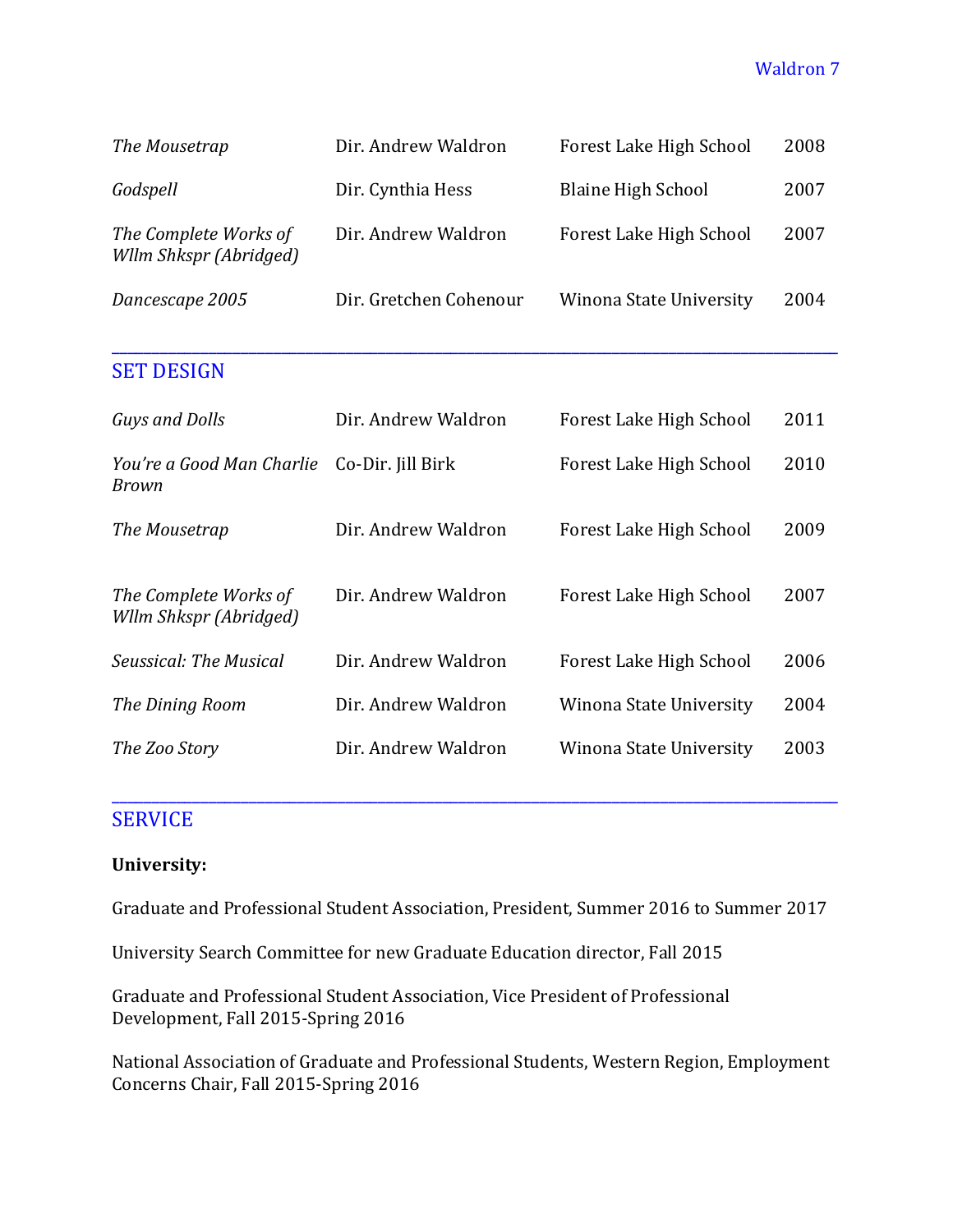| | | | |
|---|---|---|---|
| *The Mousetrap* | Dir. Andrew Waldron | Forest Lake High School | 2008 |
| *Godspell* | Dir. Cynthia Hess | Blaine High School | 2007 |
| *The Complete Works of Wllm Shkspr (Abridged)* | Dir. Andrew Waldron | Forest Lake High School | 2007 |
| *Dancescape 2005* | Dir. Gretchen Cohenour | Winona State University | 2004 |

## SET DESIGN

| | | | |
|---|---|---|---|
| *Guys and Dolls* | Dir. Andrew Waldron | Forest Lake High School | 2011 |
| *You're a Good Man Charlie Brown* | Co-Dir. Jill Birk | Forest Lake High School | 2010 |
| *The Mousetrap* | Dir. Andrew Waldron | Forest Lake High School | 2009 |
| *The Complete Works of Wllm Shkspr (Abridged)* | Dir. Andrew Waldron | Forest Lake High School | 2007 |
| *Seussical: The Musical* | Dir. Andrew Waldron | Forest Lake High School | 2006 |
| *The Dining Room* | Dir. Andrew Waldron | Winona State University | 2004 |
| *The Zoo Story* | Dir. Andrew Waldron | Winona State University | 2003 |

## SERVICE

**University:**

Graduate and Professional Student Association, President, Summer 2016 to Summer 2017

University Search Committee for new Graduate Education director, Fall 2015

Graduate and Professional Student Association, Vice President of Professional Development, Fall 2015-Spring 2016

National Association of Graduate and Professional Students, Western Region, Employment Concerns Chair, Fall 2015-Spring 2016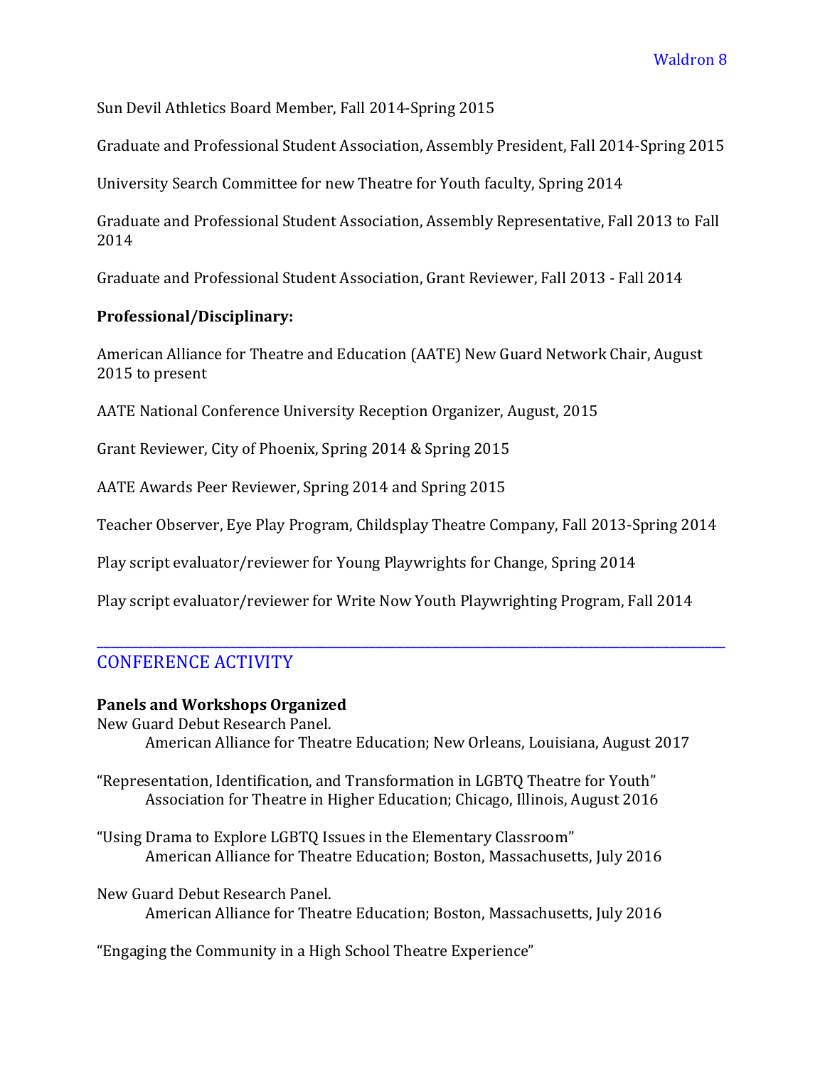Sun Devil Athletics Board Member, Fall 2014-Spring 2015

Graduate and Professional Student Association, Assembly President, Fall 2014-Spring 2015

University Search Committee for new Theatre for Youth faculty, Spring 2014

Graduate and Professional Student Association, Assembly Representative, Fall 2013 to Fall 2014

Graduate and Professional Student Association, Grant Reviewer, Fall 2013 - Fall 2014

**Professional/Disciplinary:**

American Alliance for Theatre and Education (AATE) New Guard Network Chair, August 2015 to present

AATE National Conference University Reception Organizer, August, 2015

Grant Reviewer, City of Phoenix, Spring 2014 & Spring 2015

AATE Awards Peer Reviewer, Spring 2014 and Spring 2015

Teacher Observer, Eye Play Program, Childsplay Theatre Company, Fall 2013-Spring 2014

Play script evaluator/reviewer for Young Playwrights for Change, Spring 2014

Play script evaluator/reviewer for Write Now Youth Playwrighting Program, Fall 2014

---

## CONFERENCE ACTIVITY

**Panels and Workshops Organized**

New Guard Debut Research Panel.
American Alliance for Theatre Education; New Orleans, Louisiana, August 2017

"Representation, Identification, and Transformation in LGBTQ Theatre for Youth"
Association for Theatre in Higher Education; Chicago, Illinois, August 2016

"Using Drama to Explore LGBTQ Issues in the Elementary Classroom"
American Alliance for Theatre Education; Boston, Massachusetts, July 2016

New Guard Debut Research Panel.
American Alliance for Theatre Education; Boston, Massachusetts, July 2016

"Engaging the Community in a High School Theatre Experience"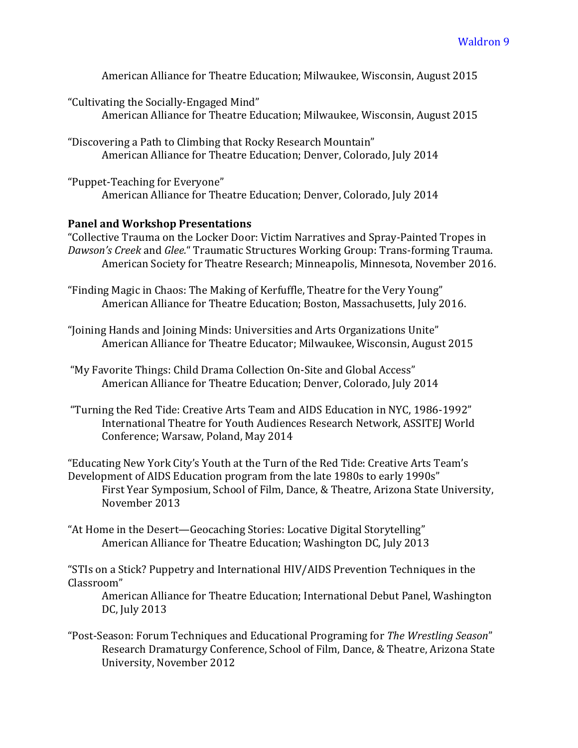American Alliance for Theatre Education; Milwaukee, Wisconsin, August 2015

"Cultivating the Socially-Engaged Mind"
American Alliance for Theatre Education; Milwaukee, Wisconsin, August 2015

"Discovering a Path to Climbing that Rocky Research Mountain"
American Alliance for Theatre Education; Denver, Colorado, July 2014

"Puppet-Teaching for Everyone"
American Alliance for Theatre Education; Denver, Colorado, July 2014

**Panel and Workshop Presentations**

"Collective Trauma on the Locker Door: Victim Narratives and Spray-Painted Tropes in *Dawson's Creek* and *Glee*." Traumatic Structures Working Group: Trans-forming Trauma.
American Society for Theatre Research; Minneapolis, Minnesota, November 2016.

"Finding Magic in Chaos: The Making of Kerfuffle, Theatre for the Very Young"
American Alliance for Theatre Education; Boston, Massachusetts, July 2016.

"Joining Hands and Joining Minds: Universities and Arts Organizations Unite"
American Alliance for Theatre Educator; Milwaukee, Wisconsin, August 2015

"My Favorite Things: Child Drama Collection On-Site and Global Access"
American Alliance for Theatre Education; Denver, Colorado, July 2014

"Turning the Red Tide: Creative Arts Team and AIDS Education in NYC, 1986-1992"
International Theatre for Youth Audiences Research Network, ASSITEJ World Conference; Warsaw, Poland, May 2014

"Educating New York City's Youth at the Turn of the Red Tide: Creative Arts Team's Development of AIDS Education program from the late 1980s to early 1990s"
First Year Symposium, School of Film, Dance, & Theatre, Arizona State University, November 2013

"At Home in the Desert—Geocaching Stories: Locative Digital Storytelling"
American Alliance for Theatre Education; Washington DC, July 2013

"STIs on a Stick? Puppetry and International HIV/AIDS Prevention Techniques in the Classroom"
American Alliance for Theatre Education; International Debut Panel, Washington DC, July 2013

"Post-Season: Forum Techniques and Educational Programing for *The Wrestling Season*"
Research Dramaturgy Conference, School of Film, Dance, & Theatre, Arizona State University, November 2012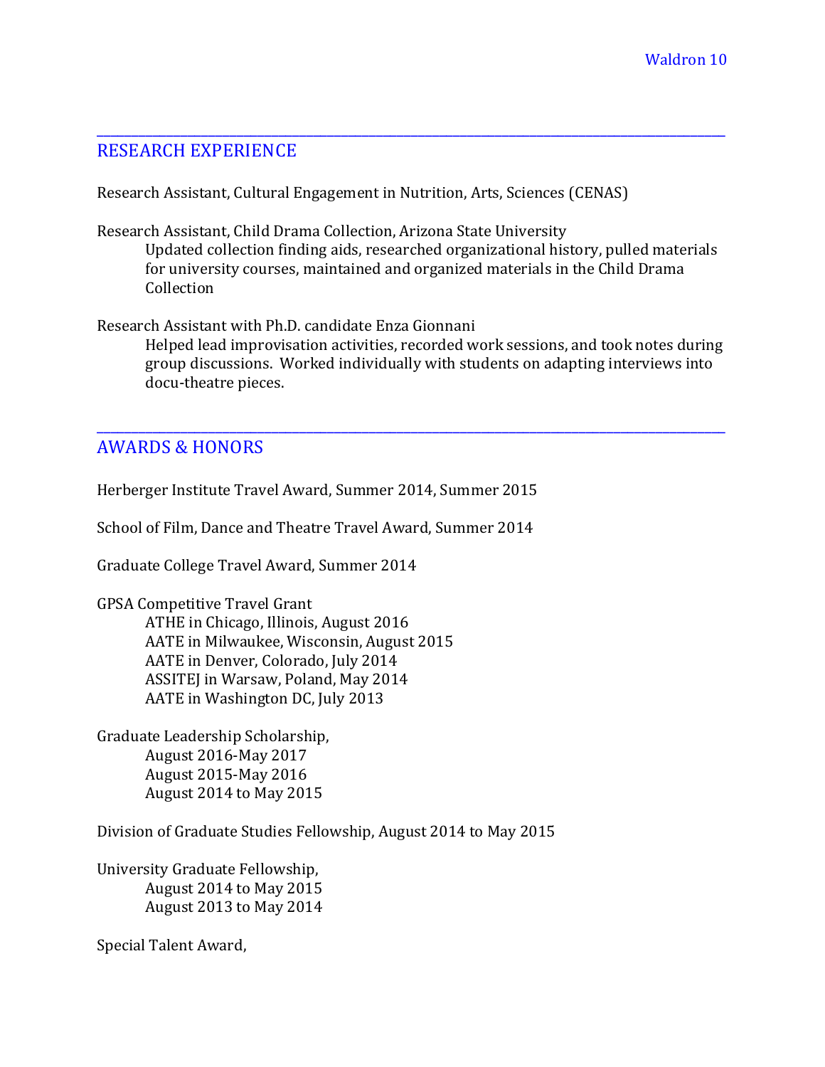## RESEARCH EXPERIENCE

Research Assistant, Cultural Engagement in Nutrition, Arts, Sciences (CENAS)

Research Assistant, Child Drama Collection, Arizona State University

Updated collection finding aids, researched organizational history, pulled materials for university courses, maintained and organized materials in the Child Drama Collection

Research Assistant with Ph.D. candidate Enza Gionnani

Helped lead improvisation activities, recorded work sessions, and took notes during group discussions. Worked individually with students on adapting interviews into docu-theatre pieces.

## AWARDS & HONORS

Herberger Institute Travel Award, Summer 2014, Summer 2015

School of Film, Dance and Theatre Travel Award, Summer 2014

Graduate College Travel Award, Summer 2014

GPSA Competitive Travel Grant

- ATHE in Chicago, Illinois, August 2016
- AATE in Milwaukee, Wisconsin, August 2015
- AATE in Denver, Colorado, July 2014
- ASSITEJ in Warsaw, Poland, May 2014
- AATE in Washington DC, July 2013

Graduate Leadership Scholarship,

- August 2016-May 2017
- August 2015-May 2016
- August 2014 to May 2015

Division of Graduate Studies Fellowship, August 2014 to May 2015

University Graduate Fellowship,

- August 2014 to May 2015
- August 2013 to May 2014

Special Talent Award,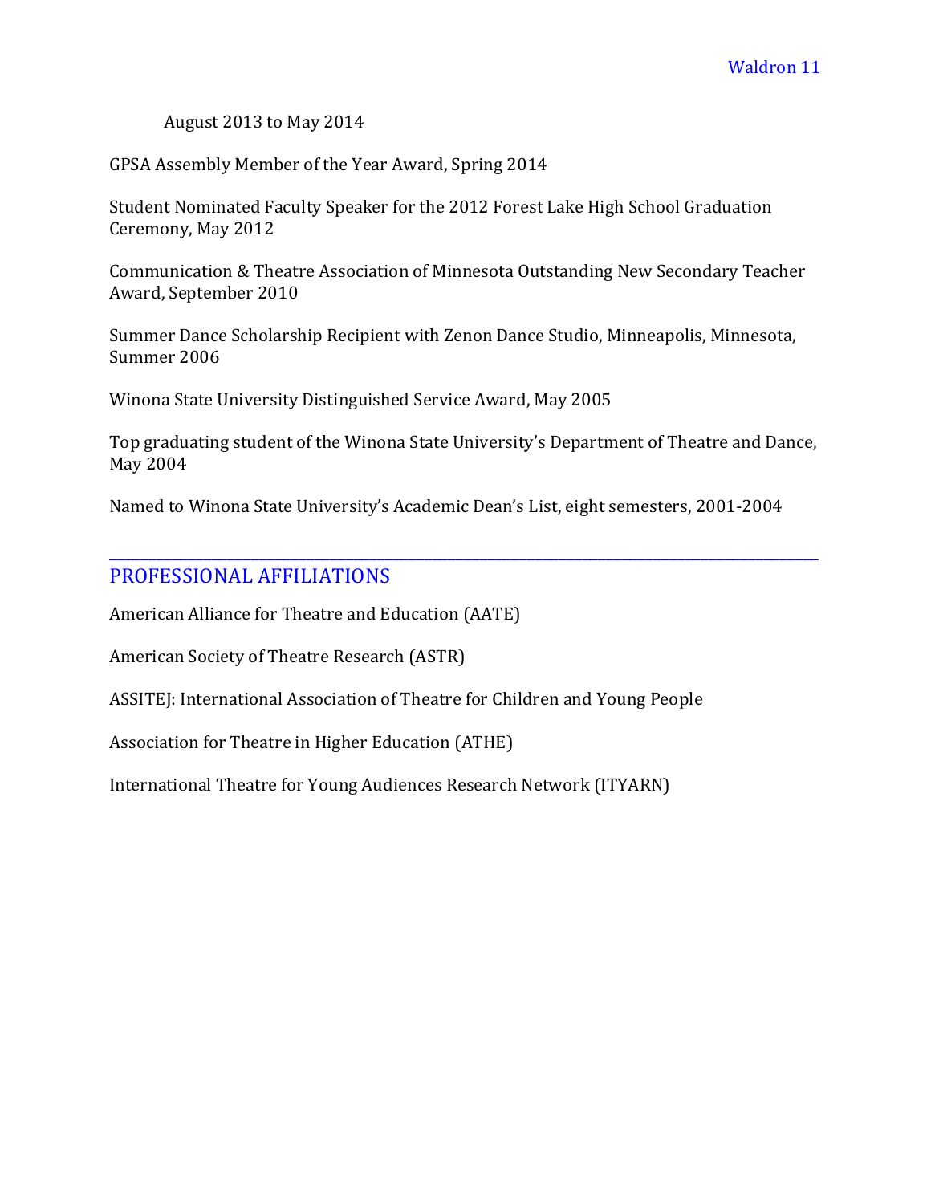August 2013 to May 2014

GPSA Assembly Member of the Year Award, Spring 2014

Student Nominated Faculty Speaker for the 2012 Forest Lake High School Graduation Ceremony, May 2012

Communication & Theatre Association of Minnesota Outstanding New Secondary Teacher Award, September 2010

Summer Dance Scholarship Recipient with Zenon Dance Studio, Minneapolis, Minnesota, Summer 2006

Winona State University Distinguished Service Award, May 2005

Top graduating student of the Winona State University's Department of Theatre and Dance, May 2004

Named to Winona State University's Academic Dean's List, eight semesters, 2001-2004

---

## PROFESSIONAL AFFILIATIONS

American Alliance for Theatre and Education (AATE)

American Society of Theatre Research (ASTR)

ASSITEJ: International Association of Theatre for Children and Young People

Association for Theatre in Higher Education (ATHE)

International Theatre for Young Audiences Research Network (ITYARN)